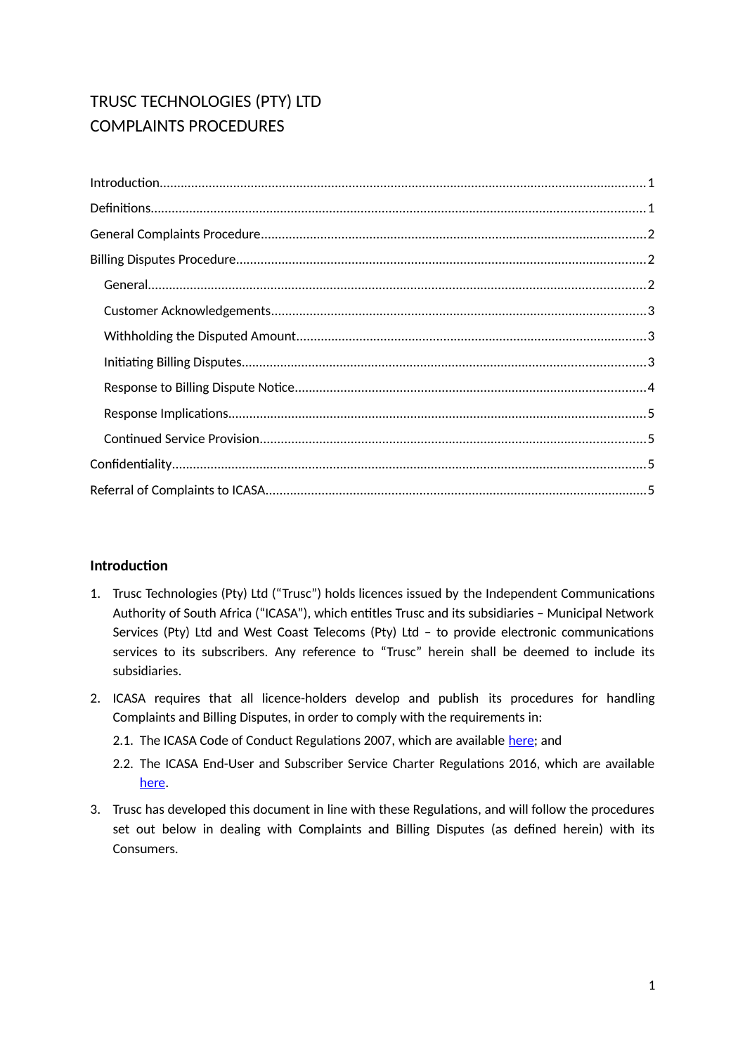# TRUSC TECHNOLOGIES (PTY) LTD
# COMPLAINTS PROCEDURES

Introduction........................................................................................................................................1

Definitions...........................................................................................................................................1

General Complaints Procedure.............................................................................................................2

Billing Disputes Procedure....................................................................................................................2

- General...........................................................................................................................................2
- Customer Acknowledgements..........................................................................................................3
- Withholding the Disputed Amount...................................................................................................3
- Initiating Billing Disputes..................................................................................................................3
- Response to Billing Dispute Notice...................................................................................................4
- Response Implications.....................................................................................................................5
- Continued Service Provision.............................................................................................................5

Confidentiality......................................................................................................................................5

Referral of Complaints to ICASA............................................................................................................5

## Introduction

1. Trusc Technologies (Pty) Ltd ("Trusc") holds licences issued by the Independent Communications Authority of South Africa ("ICASA"), which entitles Trusc and its subsidiaries – Municipal Network Services (Pty) Ltd and West Coast Telecoms (Pty) Ltd – to provide electronic communications services to its subscribers. Any reference to "Trusc" herein shall be deemed to include its subsidiaries.
2. ICASA requires that all licence-holders develop and publish its procedures for handling Complaints and Billing Disputes, in order to comply with the requirements in:
   - 2.1. The ICASA Code of Conduct Regulations 2007, which are available here; and
   - 2.2. The ICASA End-User and Subscriber Service Charter Regulations 2016, which are available here.
3. Trusc has developed this document in line with these Regulations, and will follow the procedures set out below in dealing with Complaints and Billing Disputes (as defined herein) with its Consumers.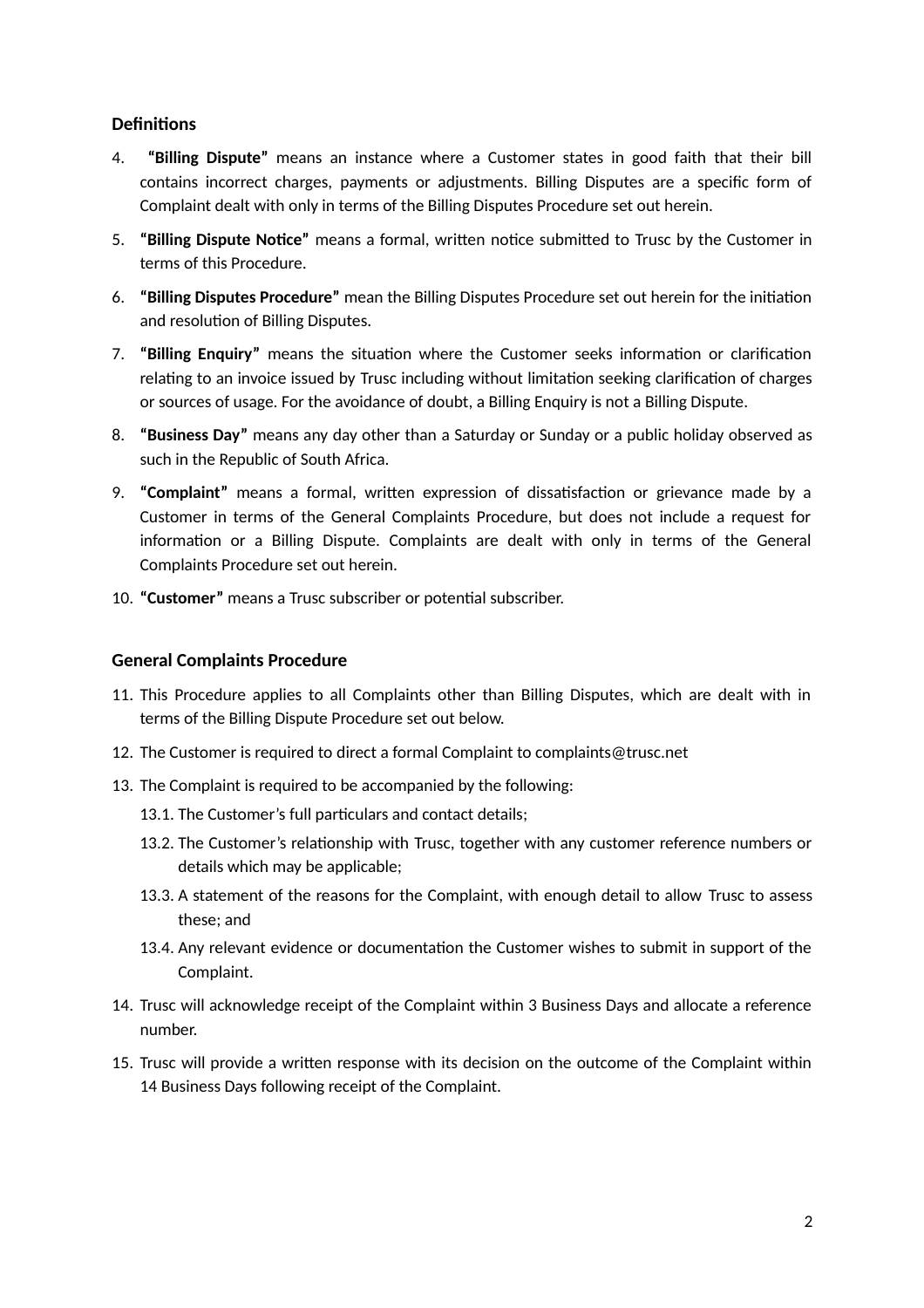**Definitions**

4. **"Billing Dispute"** means an instance where a Customer states in good faith that their bill contains incorrect charges, payments or adjustments. Billing Disputes are a specific form of Complaint dealt with only in terms of the Billing Disputes Procedure set out herein.
5. **"Billing Dispute Notice"** means a formal, written notice submitted to Trusc by the Customer in terms of this Procedure.
6. **"Billing Disputes Procedure"** mean the Billing Disputes Procedure set out herein for the initiation and resolution of Billing Disputes.
7. **"Billing Enquiry"** means the situation where the Customer seeks information or clarification relating to an invoice issued by Trusc including without limitation seeking clarification of charges or sources of usage. For the avoidance of doubt, a Billing Enquiry is not a Billing Dispute.
8. **"Business Day"** means any day other than a Saturday or Sunday or a public holiday observed as such in the Republic of South Africa.
9. **"Complaint"** means a formal, written expression of dissatisfaction or grievance made by a Customer in terms of the General Complaints Procedure, but does not include a request for information or a Billing Dispute. Complaints are dealt with only in terms of the General Complaints Procedure set out herein.
10. **"Customer"** means a Trusc subscriber or potential subscriber.

**General Complaints Procedure**

11. This Procedure applies to all Complaints other than Billing Disputes, which are dealt with in terms of the Billing Dispute Procedure set out below.
12. The Customer is required to direct a formal Complaint to complaints@trusc.net
13. The Complaint is required to be accompanied by the following:
    13.1. The Customer's full particulars and contact details;
    13.2. The Customer's relationship with Trusc, together with any customer reference numbers or details which may be applicable;
    13.3. A statement of the reasons for the Complaint, with enough detail to allow Trusc to assess these; and
    13.4. Any relevant evidence or documentation the Customer wishes to submit in support of the Complaint.
14. Trusc will acknowledge receipt of the Complaint within 3 Business Days and allocate a reference number.
15. Trusc will provide a written response with its decision on the outcome of the Complaint within 14 Business Days following receipt of the Complaint.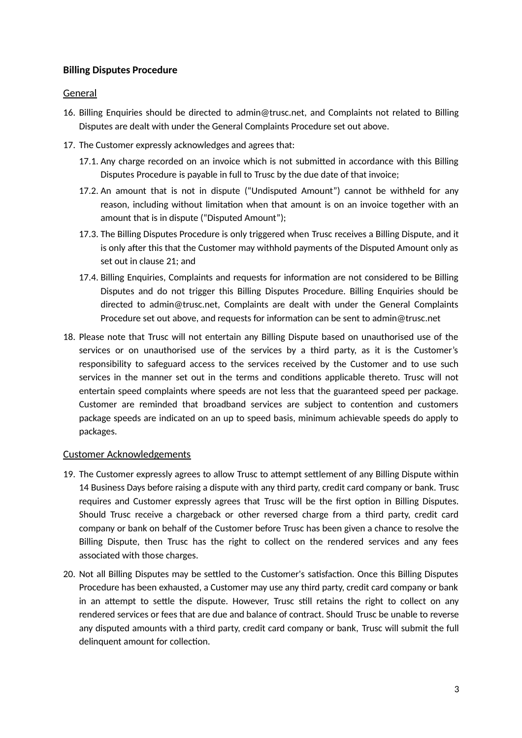**Billing Disputes Procedure**

General

16. Billing Enquiries should be directed to admin@trusc.net, and Complaints not related to Billing Disputes are dealt with under the General Complaints Procedure set out above.
17. The Customer expressly acknowledges and agrees that:
    17.1. Any charge recorded on an invoice which is not submitted in accordance with this Billing Disputes Procedure is payable in full to Trusc by the due date of that invoice;
    17.2. An amount that is not in dispute (“Undisputed Amount”) cannot be withheld for any reason, including without limitation when that amount is on an invoice together with an amount that is in dispute (“Disputed Amount”);
    17.3. The Billing Disputes Procedure is only triggered when Trusc receives a Billing Dispute, and it is only after this that the Customer may withhold payments of the Disputed Amount only as set out in clause 21; and
    17.4. Billing Enquiries, Complaints and requests for information are not considered to be Billing Disputes and do not trigger this Billing Disputes Procedure. Billing Enquiries should be directed to admin@trusc.net, Complaints are dealt with under the General Complaints Procedure set out above, and requests for information can be sent to admin@trusc.net
18. Please note that Trusc will not entertain any Billing Dispute based on unauthorised use of the services or on unauthorised use of the services by a third party, as it is the Customer’s responsibility to safeguard access to the services received by the Customer and to use such services in the manner set out in the terms and conditions applicable thereto. Trusc will not entertain speed complaints where speeds are not less that the guaranteed speed per package. Customer are reminded that broadband services are subject to contention and customers package speeds are indicated on an up to speed basis, minimum achievable speeds do apply to packages.

Customer Acknowledgements

19. The Customer expressly agrees to allow Trusc to attempt settlement of any Billing Dispute within 14 Business Days before raising a dispute with any third party, credit card company or bank. Trusc requires and Customer expressly agrees that Trusc will be the first option in Billing Disputes. Should Trusc receive a chargeback or other reversed charge from a third party, credit card company or bank on behalf of the Customer before Trusc has been given a chance to resolve the Billing Dispute, then Trusc has the right to collect on the rendered services and any fees associated with those charges.
20. Not all Billing Disputes may be settled to the Customer's satisfaction. Once this Billing Disputes Procedure has been exhausted, a Customer may use any third party, credit card company or bank in an attempt to settle the dispute. However, Trusc still retains the right to collect on any rendered services or fees that are due and balance of contract. Should Trusc be unable to reverse any disputed amounts with a third party, credit card company or bank, Trusc will submit the full delinquent amount for collection.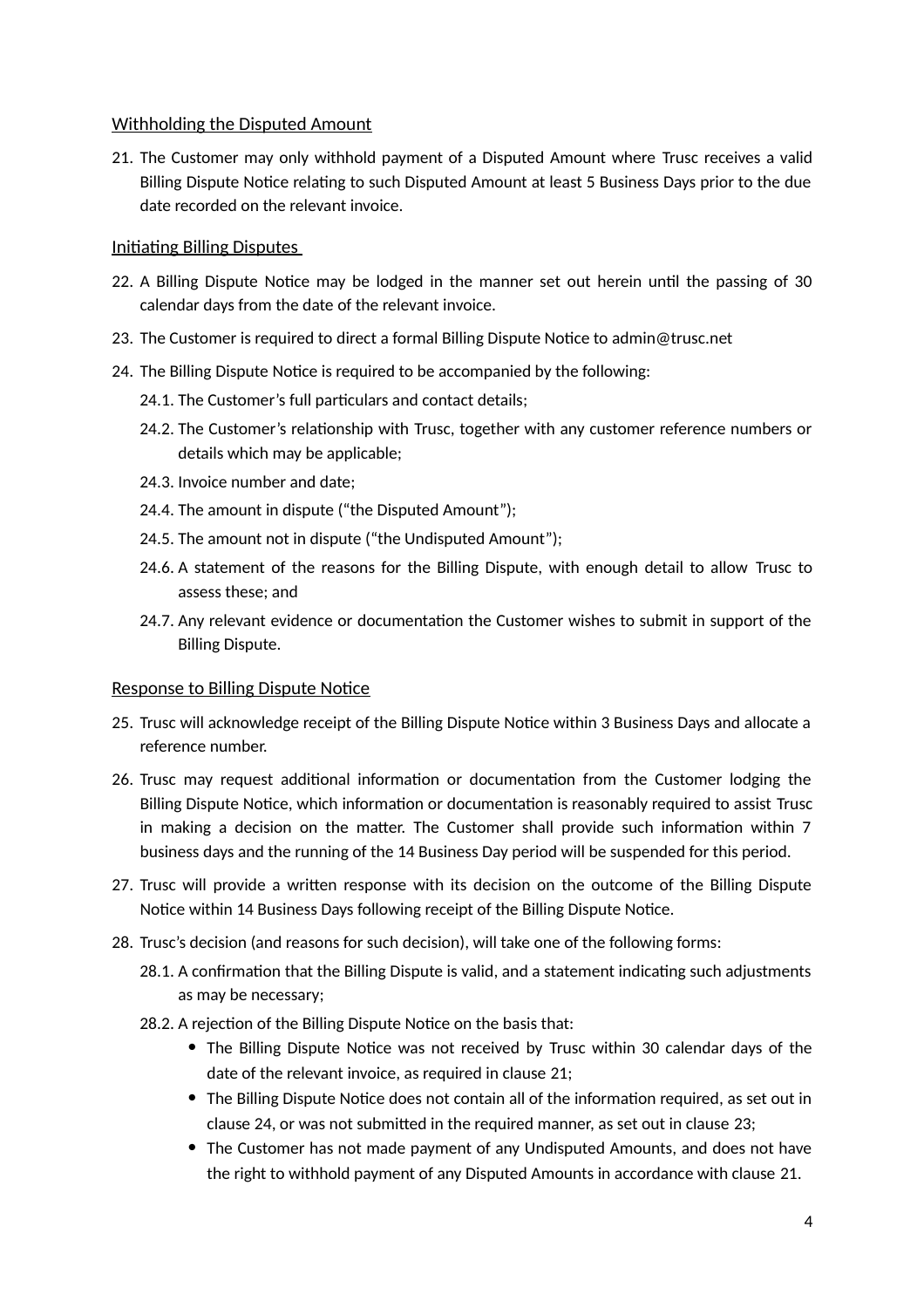<u>Withholding the Disputed Amount</u>

21. The Customer may only withhold payment of a Disputed Amount where Trusc receives a valid Billing Dispute Notice relating to such Disputed Amount at least 5 Business Days prior to the due date recorded on the relevant invoice.

<u>Initiating Billing Disputes</u>

22. A Billing Dispute Notice may be lodged in the manner set out herein until the passing of 30 calendar days from the date of the relevant invoice.
23. The Customer is required to direct a formal Billing Dispute Notice to admin@trusc.net
24. The Billing Dispute Notice is required to be accompanied by the following:
    24.1. The Customer's full particulars and contact details;
    24.2. The Customer's relationship with Trusc, together with any customer reference numbers or details which may be applicable;
    24.3. Invoice number and date;
    24.4. The amount in dispute ("the Disputed Amount");
    24.5. The amount not in dispute ("the Undisputed Amount");
    24.6. A statement of the reasons for the Billing Dispute, with enough detail to allow Trusc to assess these; and
    24.7. Any relevant evidence or documentation the Customer wishes to submit in support of the Billing Dispute.

<u>Response to Billing Dispute Notice</u>

25. Trusc will acknowledge receipt of the Billing Dispute Notice within 3 Business Days and allocate a reference number.
26. Trusc may request additional information or documentation from the Customer lodging the Billing Dispute Notice, which information or documentation is reasonably required to assist Trusc in making a decision on the matter. The Customer shall provide such information within 7 business days and the running of the 14 Business Day period will be suspended for this period.
27. Trusc will provide a written response with its decision on the outcome of the Billing Dispute Notice within 14 Business Days following receipt of the Billing Dispute Notice.
28. Trusc's decision (and reasons for such decision), will take one of the following forms:
    28.1. A confirmation that the Billing Dispute is valid, and a statement indicating such adjustments as may be necessary;
    28.2. A rejection of the Billing Dispute Notice on the basis that:
        - The Billing Dispute Notice was not received by Trusc within 30 calendar days of the date of the relevant invoice, as required in clause 21;
        - The Billing Dispute Notice does not contain all of the information required, as set out in clause 24, or was not submitted in the required manner, as set out in clause 23;
        - The Customer has not made payment of any Undisputed Amounts, and does not have the right to withhold payment of any Disputed Amounts in accordance with clause 21.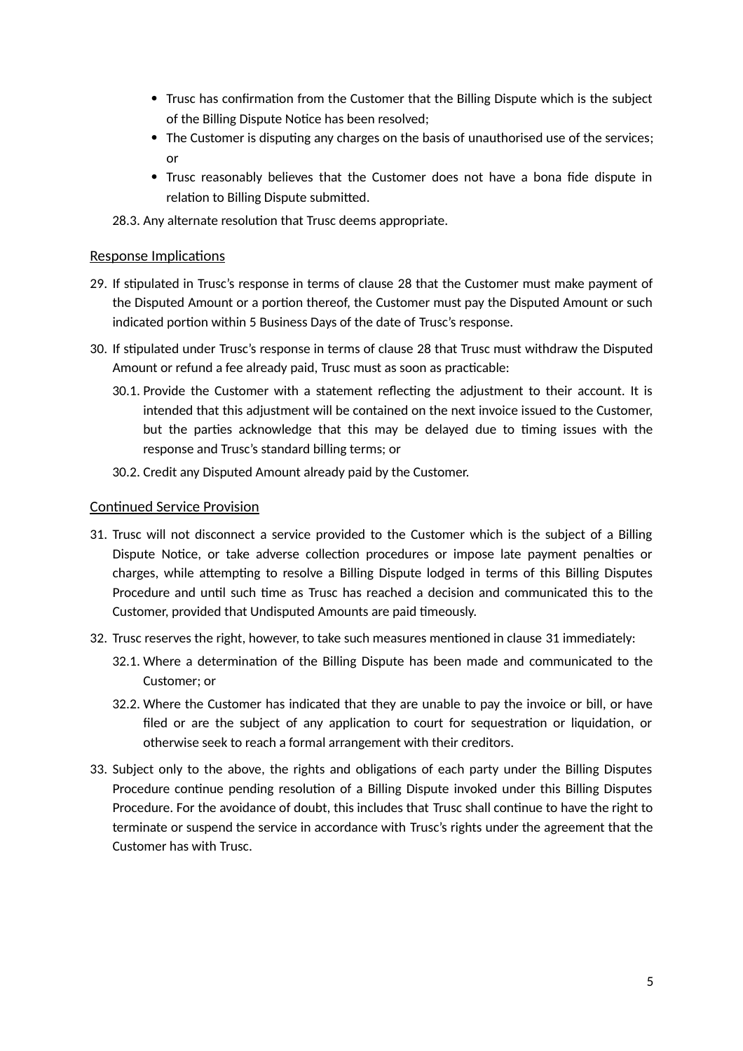- Trusc has confirmation from the Customer that the Billing Dispute which is the subject of the Billing Dispute Notice has been resolved;
- The Customer is disputing any charges on the basis of unauthorised use of the services; or
- Trusc reasonably believes that the Customer does not have a bona fide dispute in relation to Billing Dispute submitted.

28.3. Any alternate resolution that Trusc deems appropriate.

## Response Implications

29. If stipulated in Trusc's response in terms of clause 28 that the Customer must make payment of the Disputed Amount or a portion thereof, the Customer must pay the Disputed Amount or such indicated portion within 5 Business Days of the date of Trusc's response.

30. If stipulated under Trusc's response in terms of clause 28 that Trusc must withdraw the Disputed Amount or refund a fee already paid, Trusc must as soon as practicable:

    30.1. Provide the Customer with a statement reflecting the adjustment to their account. It is intended that this adjustment will be contained on the next invoice issued to the Customer, but the parties acknowledge that this may be delayed due to timing issues with the response and Trusc's standard billing terms; or

    30.2. Credit any Disputed Amount already paid by the Customer.

## Continued Service Provision

31. Trusc will not disconnect a service provided to the Customer which is the subject of a Billing Dispute Notice, or take adverse collection procedures or impose late payment penalties or charges, while attempting to resolve a Billing Dispute lodged in terms of this Billing Disputes Procedure and until such time as Trusc has reached a decision and communicated this to the Customer, provided that Undisputed Amounts are paid timeously.

32. Trusc reserves the right, however, to take such measures mentioned in clause 31 immediately:

    32.1. Where a determination of the Billing Dispute has been made and communicated to the Customer; or

    32.2. Where the Customer has indicated that they are unable to pay the invoice or bill, or have filed or are the subject of any application to court for sequestration or liquidation, or otherwise seek to reach a formal arrangement with their creditors.

33. Subject only to the above, the rights and obligations of each party under the Billing Disputes Procedure continue pending resolution of a Billing Dispute invoked under this Billing Disputes Procedure. For the avoidance of doubt, this includes that Trusc shall continue to have the right to terminate or suspend the service in accordance with Trusc's rights under the agreement that the Customer has with Trusc.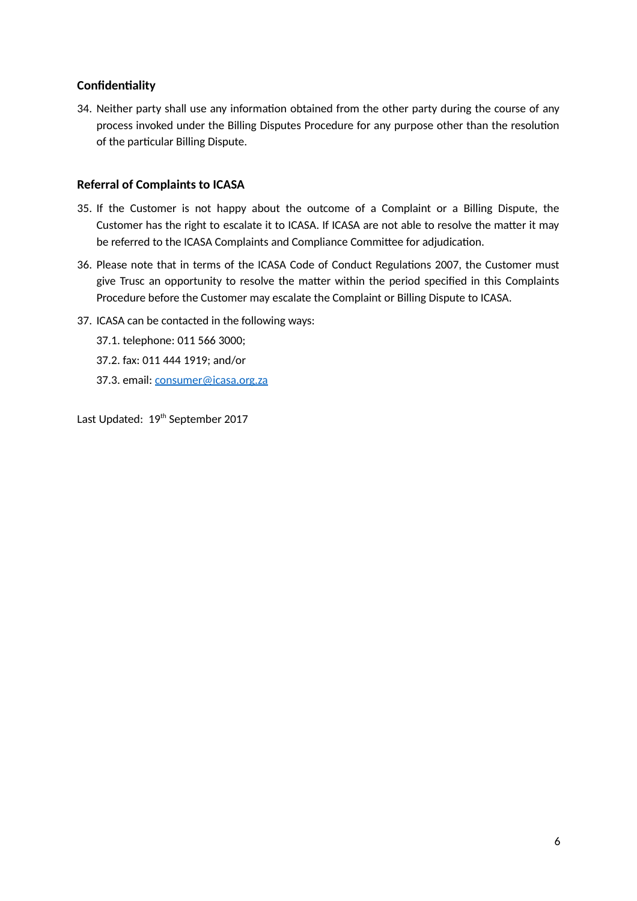**Confidentiality**

34. Neither party shall use any information obtained from the other party during the course of any process invoked under the Billing Disputes Procedure for any purpose other than the resolution of the particular Billing Dispute.

**Referral of Complaints to ICASA**

35. If the Customer is not happy about the outcome of a Complaint or a Billing Dispute, the Customer has the right to escalate it to ICASA. If ICASA are not able to resolve the matter it may be referred to the ICASA Complaints and Compliance Committee for adjudication.

36. Please note that in terms of the ICASA Code of Conduct Regulations 2007, the Customer must give Trusc an opportunity to resolve the matter within the period specified in this Complaints Procedure before the Customer may escalate the Complaint or Billing Dispute to ICASA.

37. ICASA can be contacted in the following ways:

    37.1. telephone: 011 566 3000;

    37.2. fax: 011 444 1919; and/or

    37.3. email: consumer@icasa.org.za

Last Updated: 19th September 2017